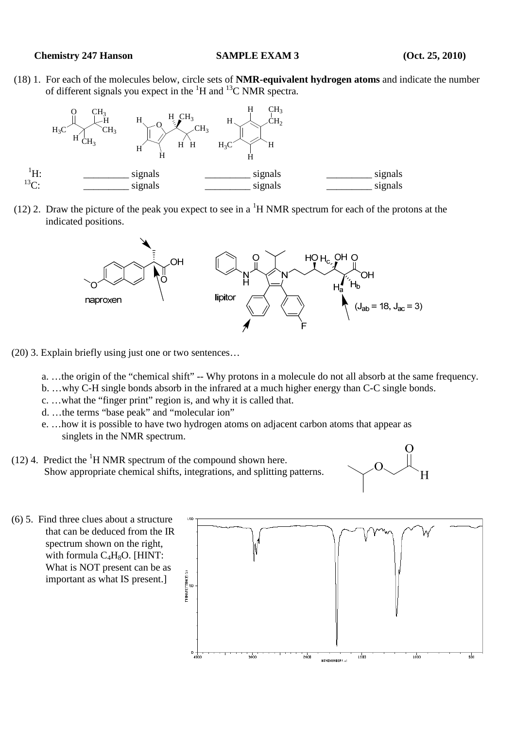**Chemistry 247 Hanson** **SAMPLE EXAM 3** **(Oct. 25, 2010)**

(18) 1. For each of the molecules below, circle sets of **NMR-equivalent hydrogen atoms** and indicate the number of different signals you expect in the $^1H$ and $^{13}C$ NMR spectra.

| | | | |
|---|---|---|---|
| $^1H$: | _________ signals | _________ signals | _________ signals |
| $^{13}C$: | _________ signals | _________ signals | _________ signals |

(12) 2. Draw the picture of the peak you expect to see in a $^1H$ NMR spectrum for each of the protons at the indicated positions.

naproxen

lipitor

($J_{ab}$ = 18, $J_{ac}$ = 3)

(20) 3. Explain briefly using just one or two sentences…

a. …the origin of the "chemical shift" -- Why protons in a molecule do not all absorb at the same frequency.

b. …why C-H single bonds absorb in the infrared at a much higher energy than C-C single bonds.

c. …what the "finger print" region is, and why it is called that.

d. …the terms "base peak" and "molecular ion"

e. …how it is possible to have two hydrogen atoms on adjacent carbon atoms that appear as singlets in the NMR spectrum.

(12) 4. Predict the $^1H$ NMR spectrum of the compound shown here. Show appropriate chemical shifts, integrations, and splitting patterns.

(6) 5. Find three clues about a structure that can be deduced from the IR spectrum shown on the right, with formula $C_4H_8O$. [HINT: What is NOT present can be as important as what IS present.]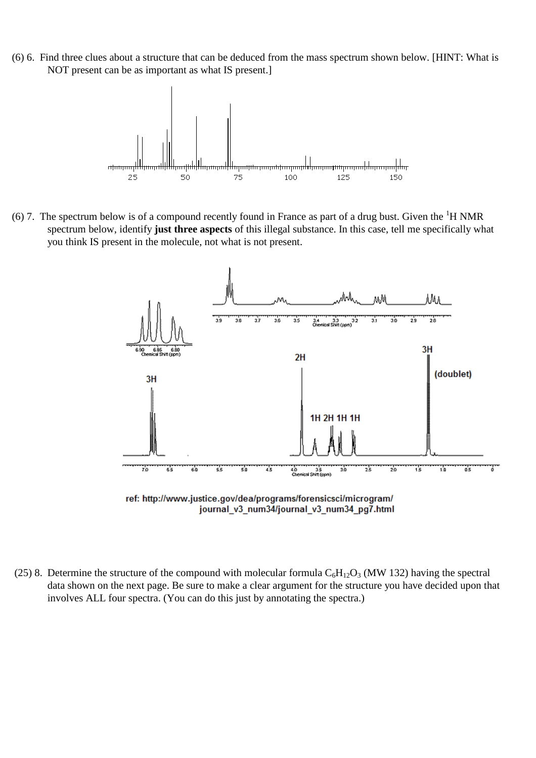(6) 6. Find three clues about a structure that can be deduced from the mass spectrum shown below. [HINT: What is NOT present can be as important as what IS present.]

(6) 7. The spectrum below is of a compound recently found in France as part of a drug bust. Given the $^1$H NMR spectrum below, identify **just three aspects** of this illegal substance. In this case, tell me specifically what you think IS present in the molecule, not what is not present.

ref: http://www.justice.gov/dea/programs/forensicsci/microgram/journal_v3_num34/journal_v3_num34_pg7.html

(25) 8. Determine the structure of the compound with molecular formula $C_6H_{12}O_3$ (MW 132) having the spectral data shown on the next page. Be sure to make a clear argument for the structure you have decided upon that involves ALL four spectra. (You can do this just by annotating the spectra.)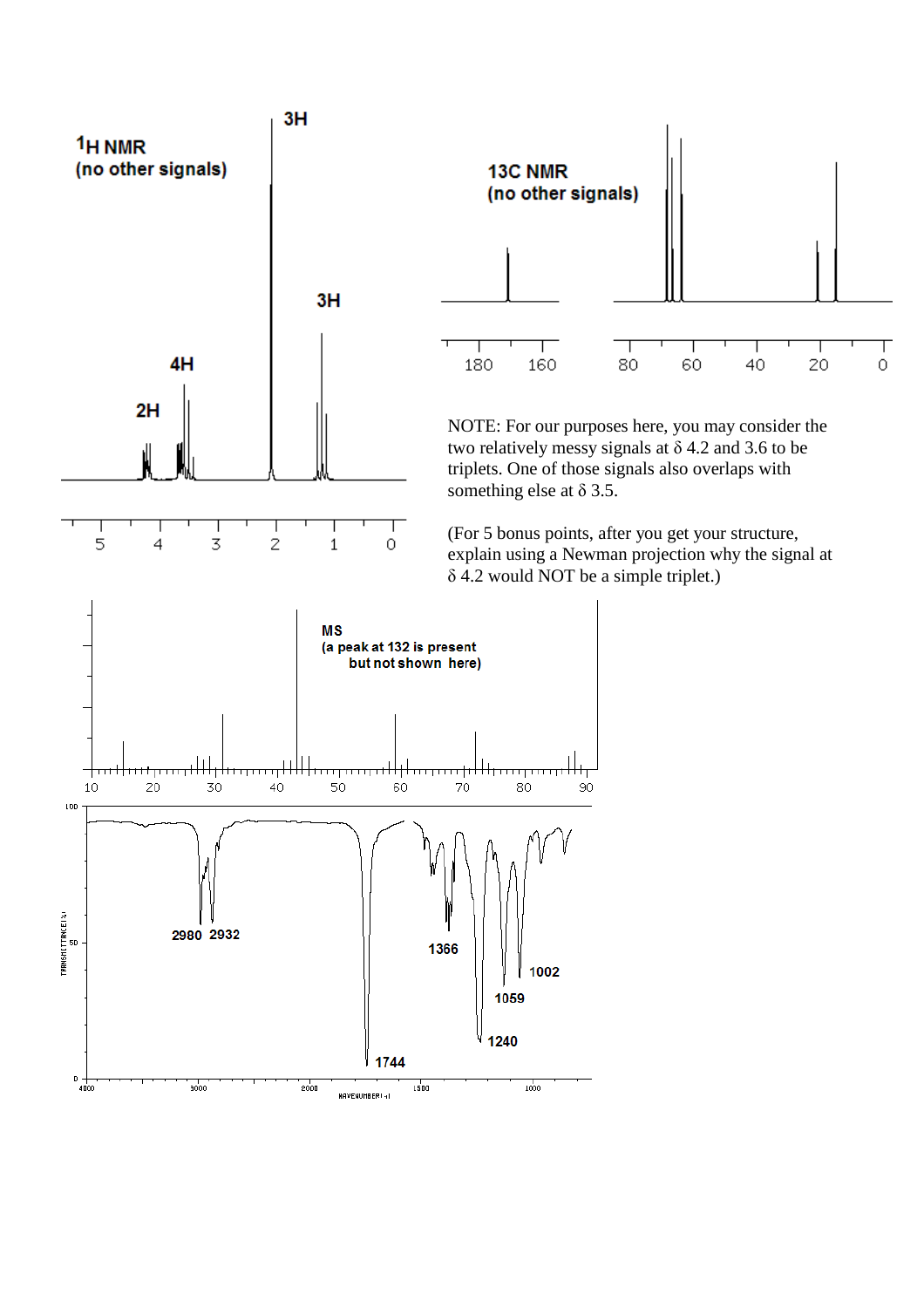$^1$H NMR
(no other signals)

3H

3H

4H

2H

5 4 3 2 1 0

13C NMR
(no other signals)

180 160

80 60 40 20 0

NOTE: For our purposes here, you may consider the two relatively messy signals at δ 4.2 and 3.6 to be triplets. One of those signals also overlaps with something else at δ 3.5.

(For 5 bonus points, after you get your structure, explain using a Newman projection why the signal at δ 4.2 would NOT be a simple triplet.)

MS
(a peak at 132 is present but not shown here)

10 20 30 40 50 60 70 80 90

100

50

0

TRANSMITTANCE[%]

2980 2932

1366

1744

1059

1240

1002

4000 3000 2000 1500 1000

WAVENUMBER[-1]